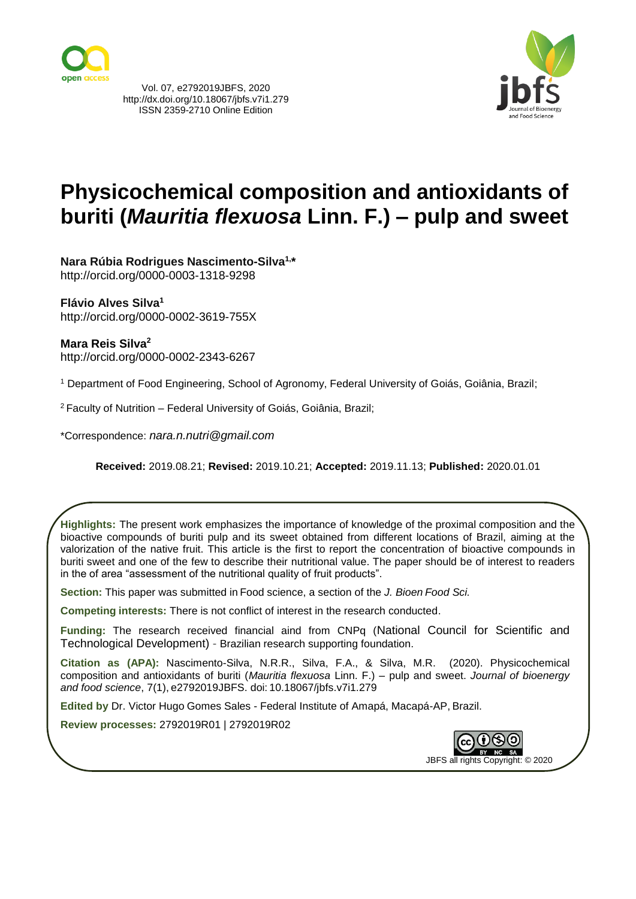Vol. 07, e2792019JBFS, 2020
http://dx.doi.org/10.18067/jbfs.v7i1.279
ISSN 2359-2710 Online Edition

# Physicochemical composition and antioxidants of buriti (*Mauritia flexuosa* Linn. F.) – pulp and sweet

**Nara Rúbia Rodrigues Nascimento-Silva[1,*]**
http://orcid.org/0000-0003-1318-9298

**Flávio Alves Silva[1]**
http://orcid.org/0000-0002-3619-755X

**Mara Reis Silva[2]**
http://orcid.org/0000-0002-2343-6267

[1] Department of Food Engineering, School of Agronomy, Federal University of Goiás, Goiânia, Brazil;

[2] Faculty of Nutrition – Federal University of Goiás, Goiânia, Brazil;

*Correspondence: *nara.n.nutri@gmail.com*

**Received:** 2019.08.21; **Revised:** 2019.10.21; **Accepted:** 2019.11.13; **Published:** 2020.01.01

**Highlights:** The present work emphasizes the importance of knowledge of the proximal composition and the bioactive compounds of buriti pulp and its sweet obtained from different locations of Brazil, aiming at the valorization of the native fruit. This article is the first to report the concentration of bioactive compounds in buriti sweet and one of the few to describe their nutritional value. The paper should be of interest to readers in the of area "assessment of the nutritional quality of fruit products".

**Section:** This paper was submitted in Food science, a section of the *J. Bioen Food Sci.*

**Competing interests:** There is not conflict of interest in the research conducted.

**Funding:** The research received financial aind from CNPq (National Council for Scientific and Technological Development) - Brazilian research supporting foundation.

**Citation as (APA):** Nascimento-Silva, N.R.R., Silva, F.A., & Silva, M.R. (2020). Physicochemical composition and antioxidants of buriti (*Mauritia flexuosa* Linn. F.) – pulp and sweet. *Journal of bioenergy and food science*, 7(1), e2792019JBFS. doi: 10.18067/jbfs.v7i1.279

**Edited by** Dr. Victor Hugo Gomes Sales - Federal Institute of Amapá, Macapá-AP, Brazil.

**Review processes:** 2792019R01 | 2792019R02

JBFS all rights Copyright: © 2020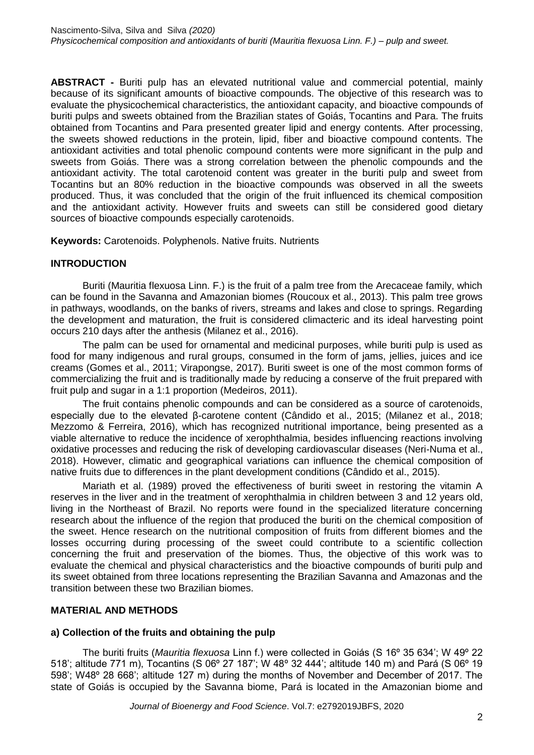**ABSTRACT -** Buriti pulp has an elevated nutritional value and commercial potential, mainly because of its significant amounts of bioactive compounds. The objective of this research was to evaluate the physicochemical characteristics, the antioxidant capacity, and bioactive compounds of buriti pulps and sweets obtained from the Brazilian states of Goiás, Tocantins and Para. The fruits obtained from Tocantins and Para presented greater lipid and energy contents. After processing, the sweets showed reductions in the protein, lipid, fiber and bioactive compound contents. The antioxidant activities and total phenolic compound contents were more significant in the pulp and sweets from Goiás. There was a strong correlation between the phenolic compounds and the antioxidant activity. The total carotenoid content was greater in the buriti pulp and sweet from Tocantins but an 80% reduction in the bioactive compounds was observed in all the sweets produced. Thus, it was concluded that the origin of the fruit influenced its chemical composition and the antioxidant activity. However fruits and sweets can still be considered good dietary sources of bioactive compounds especially carotenoids.

**Keywords:** Carotenoids. Polyphenols. Native fruits. Nutrients

## INTRODUCTION

Buriti (Mauritia flexuosa Linn. F.) is the fruit of a palm tree from the Arecaceae family, which can be found in the Savanna and Amazonian biomes (Roucoux et al., 2013). This palm tree grows in pathways, woodlands, on the banks of rivers, streams and lakes and close to springs. Regarding the development and maturation, the fruit is considered climacteric and its ideal harvesting point occurs 210 days after the anthesis (Milanez et al., 2016).

The palm can be used for ornamental and medicinal purposes, while buriti pulp is used as food for many indigenous and rural groups, consumed in the form of jams, jellies, juices and ice creams (Gomes et al., 2011; Virapongse, 2017). Buriti sweet is one of the most common forms of commercializing the fruit and is traditionally made by reducing a conserve of the fruit prepared with fruit pulp and sugar in a 1:1 proportion (Medeiros, 2011).

The fruit contains phenolic compounds and can be considered as a source of carotenoids, especially due to the elevated β-carotene content (Cândido et al., 2015; (Milanez et al., 2018; Mezzomo & Ferreira, 2016), which has recognized nutritional importance, being presented as a viable alternative to reduce the incidence of xerophthalmia, besides influencing reactions involving oxidative processes and reducing the risk of developing cardiovascular diseases (Neri-Numa et al., 2018). However, climatic and geographical variations can influence the chemical composition of native fruits due to differences in the plant development conditions (Cândido et al., 2015).

Mariath et al. (1989) proved the effectiveness of buriti sweet in restoring the vitamin A reserves in the liver and in the treatment of xerophthalmia in children between 3 and 12 years old, living in the Northeast of Brazil. No reports were found in the specialized literature concerning research about the influence of the region that produced the buriti on the chemical composition of the sweet. Hence research on the nutritional composition of fruits from different biomes and the losses occurring during processing of the sweet could contribute to a scientific collection concerning the fruit and preservation of the biomes. Thus, the objective of this work was to evaluate the chemical and physical characteristics and the bioactive compounds of buriti pulp and its sweet obtained from three locations representing the Brazilian Savanna and Amazonas and the transition between these two Brazilian biomes.

## MATERIAL AND METHODS

### a) Collection of the fruits and obtaining the pulp

The buriti fruits (*Mauritia flexuosa* Linn f.) were collected in Goiás (S 16º 35 634'; W 49º 22 518'; altitude 771 m), Tocantins (S 06º 27 187'; W 48º 32 444'; altitude 140 m) and Pará (S 06º 19 598'; W48º 28 668'; altitude 127 m) during the months of November and December of 2017. The state of Goiás is occupied by the Savanna biome, Pará is located in the Amazonian biome and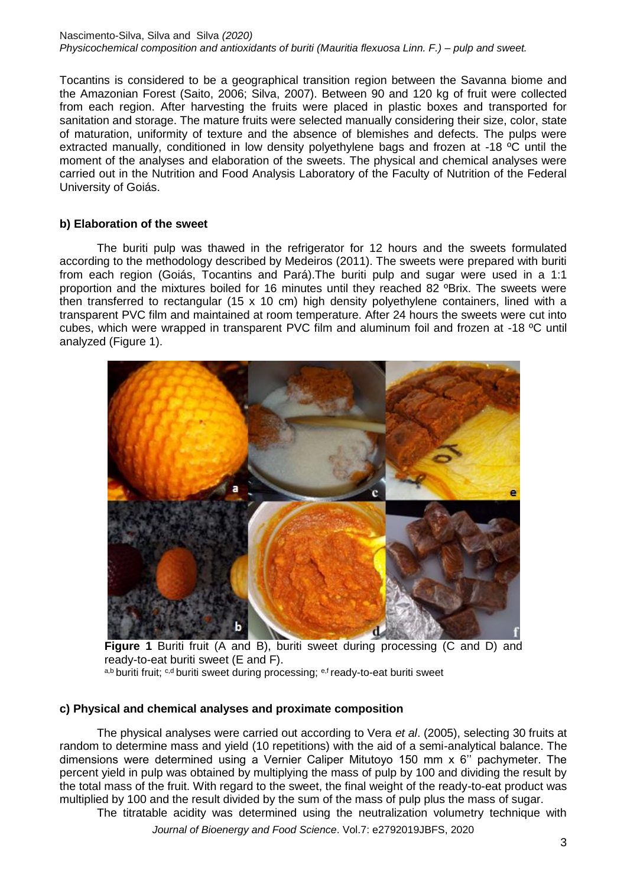Tocantins is considered to be a geographical transition region between the Savanna biome and the Amazonian Forest (Saito, 2006; Silva, 2007). Between 90 and 120 kg of fruit were collected from each region. After harvesting the fruits were placed in plastic boxes and transported for sanitation and storage. The mature fruits were selected manually considering their size, color, state of maturation, uniformity of texture and the absence of blemishes and defects. The pulps were extracted manually, conditioned in low density polyethylene bags and frozen at -18 ºC until the moment of the analyses and elaboration of the sweets. The physical and chemical analyses were carried out in the Nutrition and Food Analysis Laboratory of the Faculty of Nutrition of the Federal University of Goiás.

### b) Elaboration of the sweet

The buriti pulp was thawed in the refrigerator for 12 hours and the sweets formulated according to the methodology described by Medeiros (2011). The sweets were prepared with buriti from each region (Goiás, Tocantins and Pará).The buriti pulp and sugar were used in a 1:1 proportion and the mixtures boiled for 16 minutes until they reached 82 ºBrix. The sweets were then transferred to rectangular (15 x 10 cm) high density polyethylene containers, lined with a transparent PVC film and maintained at room temperature. After 24 hours the sweets were cut into cubes, which were wrapped in transparent PVC film and aluminum foil and frozen at -18 ºC until analyzed (Figure 1).

**Figure 1** Buriti fruit (A and B), buriti sweet during processing (C and D) and ready-to-eat buriti sweet (E and F).
[a,b] buriti fruit; [c,d] buriti sweet during processing; [e,f] ready-to-eat buriti sweet

### c) Physical and chemical analyses and proximate composition

The physical analyses were carried out according to Vera *et al*. (2005), selecting 30 fruits at random to determine mass and yield (10 repetitions) with the aid of a semi-analytical balance. The dimensions were determined using a Vernier Caliper Mitutoyo 150 mm x 6'' pachymeter. The percent yield in pulp was obtained by multiplying the mass of pulp by 100 and dividing the result by the total mass of the fruit. With regard to the sweet, the final weight of the ready-to-eat product was multiplied by 100 and the result divided by the sum of the mass of pulp plus the mass of sugar.

The titratable acidity was determined using the neutralization volumetry technique with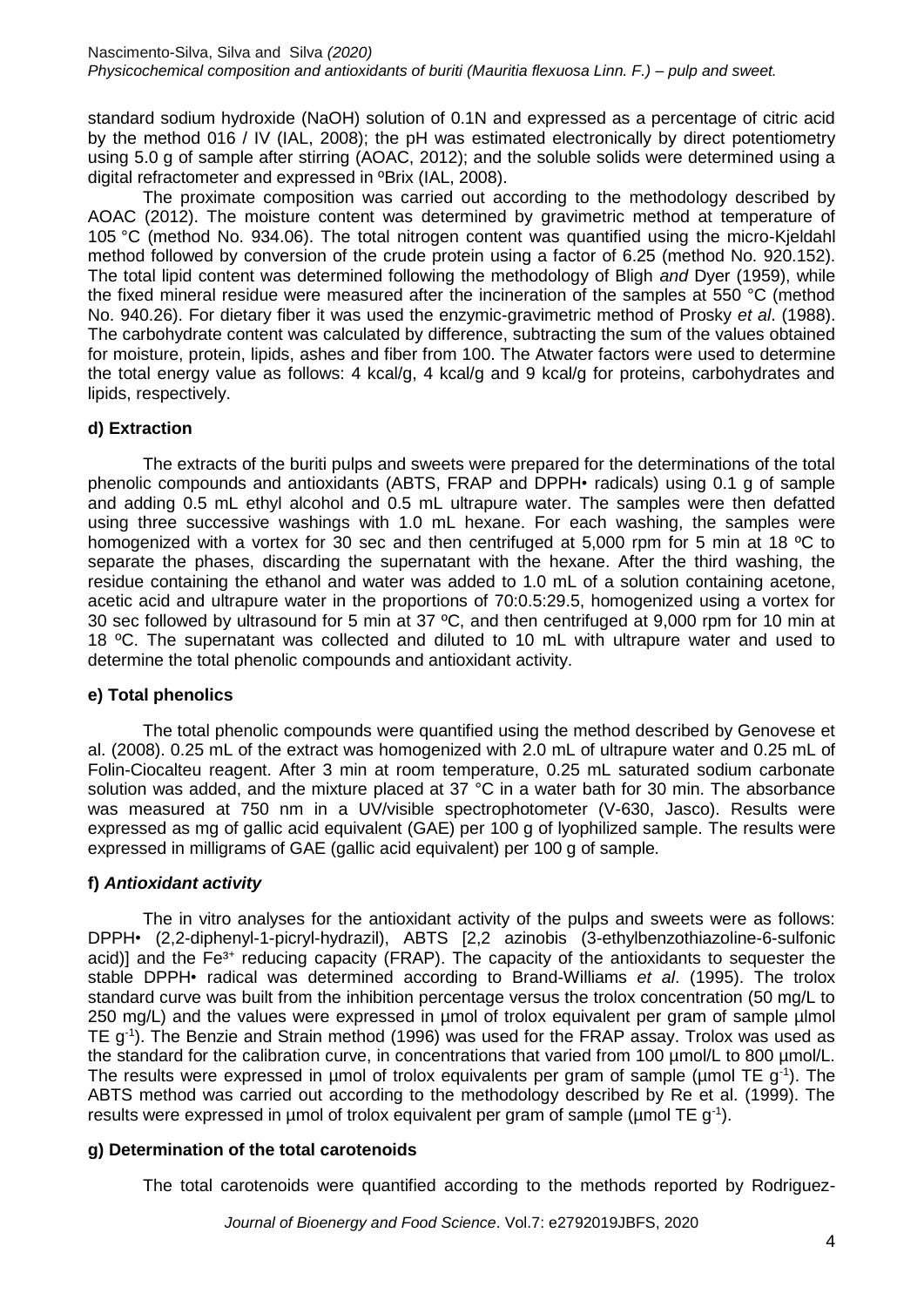standard sodium hydroxide (NaOH) solution of 0.1N and expressed as a percentage of citric acid by the method 016 / IV (IAL, 2008); the pH was estimated electronically by direct potentiometry using 5.0 g of sample after stirring (AOAC, 2012); and the soluble solids were determined using a digital refractometer and expressed in ºBrix (IAL, 2008).

The proximate composition was carried out according to the methodology described by AOAC (2012). The moisture content was determined by gravimetric method at temperature of 105 °C (method No. 934.06). The total nitrogen content was quantified using the micro-Kjeldahl method followed by conversion of the crude protein using a factor of 6.25 (method No. 920.152). The total lipid content was determined following the methodology of Bligh *and* Dyer (1959), while the fixed mineral residue were measured after the incineration of the samples at 550 °C (method No. 940.26). For dietary fiber it was used the enzymic-gravimetric method of Prosky *et al*. (1988). The carbohydrate content was calculated by difference, subtracting the sum of the values obtained for moisture, protein, lipids, ashes and fiber from 100. The Atwater factors were used to determine the total energy value as follows: 4 kcal/g, 4 kcal/g and 9 kcal/g for proteins, carbohydrates and lipids, respectively.

### d) Extraction

The extracts of the buriti pulps and sweets were prepared for the determinations of the total phenolic compounds and antioxidants (ABTS, FRAP and DPPH• radicals) using 0.1 g of sample and adding 0.5 mL ethyl alcohol and 0.5 mL ultrapure water. The samples were then defatted using three successive washings with 1.0 mL hexane. For each washing, the samples were homogenized with a vortex for 30 sec and then centrifuged at 5,000 rpm for 5 min at 18 ºC to separate the phases, discarding the supernatant with the hexane. After the third washing, the residue containing the ethanol and water was added to 1.0 mL of a solution containing acetone, acetic acid and ultrapure water in the proportions of 70:0.5:29.5, homogenized using a vortex for 30 sec followed by ultrasound for 5 min at 37 ºC, and then centrifuged at 9,000 rpm for 10 min at 18 ºC. The supernatant was collected and diluted to 10 mL with ultrapure water and used to determine the total phenolic compounds and antioxidant activity.

### e) Total phenolics

The total phenolic compounds were quantified using the method described by Genovese et al. (2008). 0.25 mL of the extract was homogenized with 2.0 mL of ultrapure water and 0.25 mL of Folin-Ciocalteu reagent. After 3 min at room temperature, 0.25 mL saturated sodium carbonate solution was added, and the mixture placed at 37 °C in a water bath for 30 min. The absorbance was measured at 750 nm in a UV/visible spectrophotometer (V-630, Jasco). Results were expressed as mg of gallic acid equivalent (GAE) per 100 g of lyophilized sample. The results were expressed in milligrams of GAE (gallic acid equivalent) per 100 g of sample.

### f) *Antioxidant activity*

The in vitro analyses for the antioxidant activity of the pulps and sweets were as follows: DPPH• (2,2-diphenyl-1-picryl-hydrazil), ABTS [2,2 azinobis (3-ethylbenzothiazoline-6-sulfonic acid)] and the $Fe^{3+}$ reducing capacity (FRAP). The capacity of the antioxidants to sequester the stable DPPH• radical was determined according to Brand-Williams *et al*. (1995). The trolox standard curve was built from the inhibition percentage versus the trolox concentration (50 mg/L to 250 mg/L) and the values were expressed in µmol of trolox equivalent per gram of sample µlmol TE $g^{-1}$). The Benzie and Strain method (1996) was used for the FRAP assay. Trolox was used as the standard for the calibration curve, in concentrations that varied from 100 µmol/L to 800 µmol/L. The results were expressed in µmol of trolox equivalents per gram of sample (µmol TE $g^{-1}$). The ABTS method was carried out according to the methodology described by Re et al. (1999). The results were expressed in µmol of trolox equivalent per gram of sample (µmol TE $g^{-1}$).

### g) Determination of the total carotenoids

The total carotenoids were quantified according to the methods reported by Rodriguez-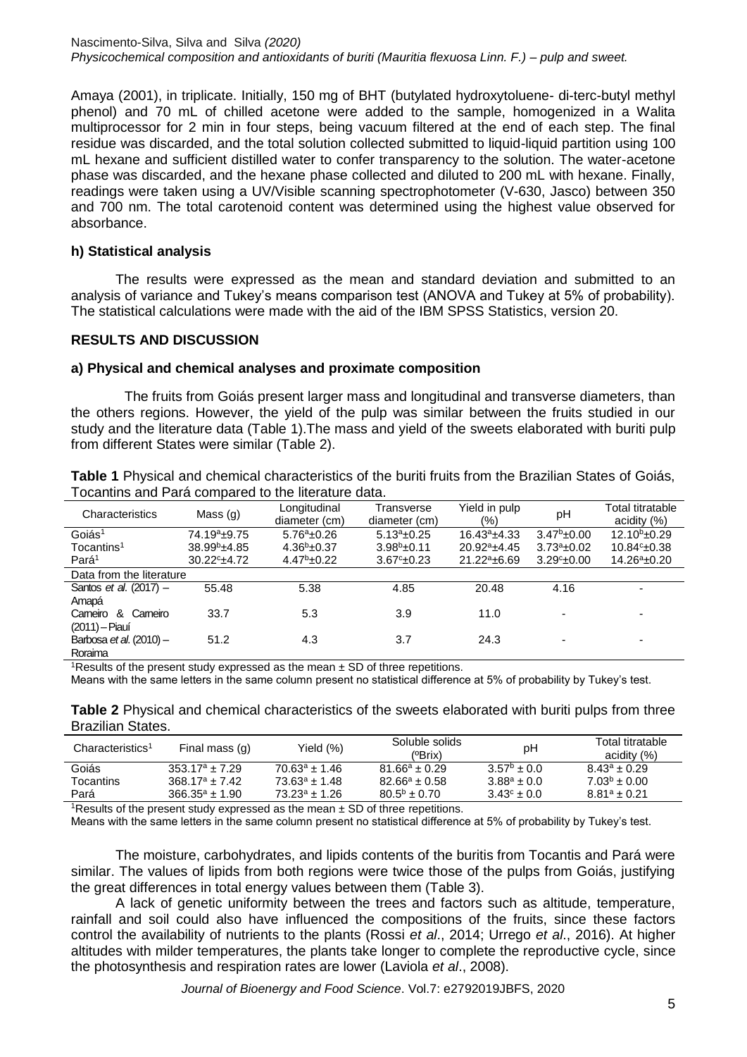Amaya (2001), in triplicate. Initially, 150 mg of BHT (butylated hydroxytoluene- di-terc-butyl methyl phenol) and 70 mL of chilled acetone were added to the sample, homogenized in a Walita multiprocessor for 2 min in four steps, being vacuum filtered at the end of each step. The final residue was discarded, and the total solution collected submitted to liquid-liquid partition using 100 mL hexane and sufficient distilled water to confer transparency to the solution. The water-acetone phase was discarded, and the hexane phase collected and diluted to 200 mL with hexane. Finally, readings were taken using a UV/Visible scanning spectrophotometer (V-630, Jasco) between 350 and 700 nm. The total carotenoid content was determined using the highest value observed for absorbance.

### h) Statistical analysis

The results were expressed as the mean and standard deviation and submitted to an analysis of variance and Tukey's means comparison test (ANOVA and Tukey at 5% of probability). The statistical calculations were made with the aid of the IBM SPSS Statistics, version 20.

## RESULTS AND DISCUSSION

### a) Physical and chemical analyses and proximate composition

The fruits from Goiás present larger mass and longitudinal and transverse diameters, than the others regions. However, the yield of the pulp was similar between the fruits studied in our study and the literature data (Table 1).The mass and yield of the sweets elaborated with buriti pulp from different States were similar (Table 2).

**Table 1** Physical and chemical characteristics of the buriti fruits from the Brazilian States of Goiás, Tocantins and Pará compared to the literature data.

| Characteristics | Mass (g) | Longitudinal diameter (cm) | Transverse diameter (cm) | Yield in pulp (%) | pH | Total titratable acidity (%) |
|---|---|---|---|---|---|---|
| Goiás[1] | $74.19^a \pm 9.75$ | $5.76^a \pm 0.26$ | $5.13^a \pm 0.25$ | $16.43^a \pm 4.33$ | $3.47^b \pm 0.00$ | $12.10^b \pm 0.29$ |
| Tocantins[1] | $38.99^b \pm 4.85$ | $4.36^b \pm 0.37$ | $3.98^b \pm 0.11$ | $20.92^a \pm 4.45$ | $3.73^a \pm 0.02$ | $10.84^c \pm 0.38$ |
| Pará[1] | $30.22^c \pm 4.72$ | $4.47^b \pm 0.22$ | $3.67^c \pm 0.23$ | $21.22^a \pm 6.69$ | $3.29^c \pm 0.00$ | $14.26^a \pm 0.20$ |
| Data from the literature | | | | | | |
| Santos *et al.* (2017) – Amapá | 55.48 | 5.38 | 4.85 | 20.48 | 4.16 | - |
| Carneiro & Carneiro (2011) – Piauí | 33.7 | 5.3 | 3.9 | 11.0 | - | - |
| Barbosa *et al.* (2010) – Roraima | 51.2 | 4.3 | 3.7 | 24.3 | - | - |

[1]Results of the present study expressed as the mean ± SD of three repetitions.
Means with the same letters in the same column present no statistical difference at 5% of probability by Tukey's test.

**Table 2** Physical and chemical characteristics of the sweets elaborated with buriti pulps from three Brazilian States.

| Characteristics[1] | Final mass (g) | Yield (%) | Soluble solids (ºBrix) | pH | Total titratable acidity (%) |
|---|---|---|---|---|---|
| Goiás | $353.17^a \pm 7.29$ | $70.63^a \pm 1.46$ | $81.66^a \pm 0.29$ | $3.57^b \pm 0.0$ | $8.43^a \pm 0.29$ |
| Tocantins | $368.17^a \pm 7.42$ | $73.63^a \pm 1.48$ | $82.66^a \pm 0.58$ | $3.88^a \pm 0.0$ | $7.03^b \pm 0.00$ |
| Pará | $366.35^a \pm 1.90$ | $73.23^a \pm 1.26$ | $80.5^b \pm 0.70$ | $3.43^c \pm 0.0$ | $8.81^a \pm 0.21$ |

[1]Results of the present study expressed as the mean ± SD of three repetitions.
Means with the same letters in the same column present no statistical difference at 5% of probability by Tukey's test.

The moisture, carbohydrates, and lipids contents of the buritis from Tocantis and Pará were similar. The values of lipids from both regions were twice those of the pulps from Goiás, justifying the great differences in total energy values between them (Table 3).

A lack of genetic uniformity between the trees and factors such as altitude, temperature, rainfall and soil could also have influenced the compositions of the fruits, since these factors control the availability of nutrients to the plants (Rossi *et al*., 2014; Urrego *et al*., 2016). At higher altitudes with milder temperatures, the plants take longer to complete the reproductive cycle, since the photosynthesis and respiration rates are lower (Laviola *et al*., 2008).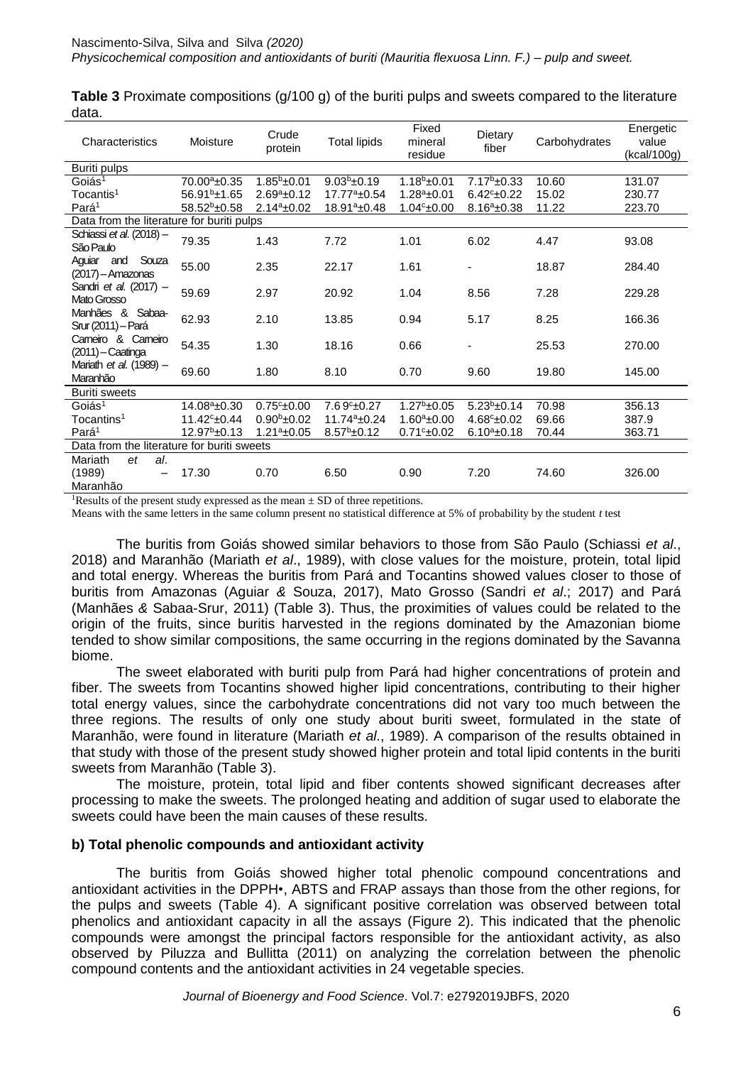**Table 3** Proximate compositions (g/100 g) of the buriti pulps and sweets compared to the literature data.

| Characteristics | Moisture | Crude protein | Total lipids | Fixed mineral residue | Dietary fiber | Carbohydrates | Energetic value (kcal/100g) |
|---|---|---|---|---|---|---|---|
| Buriti pulps | | | | | | | |
| Goiás[1] | $70.00^a$±0.35 | $1.85^b$±0.01 | $9.03^b$±0.19 | $1.18^b$±0.01 | $7.17^b$±0.33 | 10.60 | 131.07 |
| Tocantis[1] | $56.91^b$±1.65 | $2.69^a$±0.12 | $17.77^a$±0.54 | $1.28^a$±0.01 | $6.42^c$±0.22 | 15.02 | 230.77 |
| Pará[1] | $58.52^b$±0.58 | $2.14^a$±0.02 | $18.91^a$±0.48 | $1.04^c$±0.00 | $8.16^a$±0.38 | 11.22 | 223.70 |
| Data from the literature for buriti pulps | | | | | | | |
| Schiassi *et al.* (2018) – São Paulo | 79.35 | 1.43 | 7.72 | 1.01 | 6.02 | 4.47 | 93.08 |
| Aguiar and Souza (2017) – Amazonas | 55.00 | 2.35 | 22.17 | 1.61 | - | 18.87 | 284.40 |
| Sandri *et al.* (2017) – Mato Grosso | 59.69 | 2.97 | 20.92 | 1.04 | 8.56 | 7.28 | 229.28 |
| Manhães & Sabaa-Srur (2011) – Pará | 62.93 | 2.10 | 13.85 | 0.94 | 5.17 | 8.25 | 166.36 |
| Carneiro & Carneiro (2011) – Caatinga | 54.35 | 1.30 | 18.16 | 0.66 | - | 25.53 | 270.00 |
| Mariath *et al.* (1989) – Maranhão | 69.60 | 1.80 | 8.10 | 0.70 | 9.60 | 19.80 | 145.00 |
| Buriti sweets | | | | | | | |
| Goiás[1] | $14.08^a$±0.30 | $0.75^c$±0.00 | $7.69^c$±0.27 | $1.27^b$±0.05 | $5.23^b$±0.14 | 70.98 | 356.13 |
| Tocantins[1] | $11.42^c$±0.44 | $0.90^b$±0.02 | $11.74^a$±0.24 | $1.60^a$±0.00 | $4.68^c$±0.02 | 69.66 | 387.9 |
| Pará[1] | $12.97^b$±0.13 | $1.21^a$±0.05 | $8.57^b$±0.12 | $0.71^c$±0.02 | $6.10^a$±0.18 | 70.44 | 363.71 |
| Data from the literature for buriti sweets | | | | | | | |
| Mariath *et al.* (1989) – Maranhão | 17.30 | 0.70 | 6.50 | 0.90 | 7.20 | 74.60 | 326.00 |

[1]Results of the present study expressed as the mean ± SD of three repetitions.

Means with the same letters in the same column present no statistical difference at 5% of probability by the student *t* test

The buritis from Goiás showed similar behaviors to those from São Paulo (Schiassi *et al*., 2018) and Maranhão (Mariath *et al*., 1989), with close values for the moisture, protein, total lipid and total energy. Whereas the buritis from Pará and Tocantins showed values closer to those of buritis from Amazonas (Aguiar *&* Souza, 2017), Mato Grosso (Sandri *et al*.; 2017) and Pará (Manhães *&* Sabaa-Srur, 2011) (Table 3). Thus, the proximities of values could be related to the origin of the fruits, since buritis harvested in the regions dominated by the Amazonian biome tended to show similar compositions, the same occurring in the regions dominated by the Savanna biome.

The sweet elaborated with buriti pulp from Pará had higher concentrations of protein and fiber. The sweets from Tocantins showed higher lipid concentrations, contributing to their higher total energy values, since the carbohydrate concentrations did not vary too much between the three regions. The results of only one study about buriti sweet, formulated in the state of Maranhão, were found in literature (Mariath *et al*., 1989). A comparison of the results obtained in that study with those of the present study showed higher protein and total lipid contents in the buriti sweets from Maranhão (Table 3).

The moisture, protein, total lipid and fiber contents showed significant decreases after processing to make the sweets. The prolonged heating and addition of sugar used to elaborate the sweets could have been the main causes of these results.

**b) Total phenolic compounds and antioxidant activity**

The buritis from Goiás showed higher total phenolic compound concentrations and antioxidant activities in the DPPH•, ABTS and FRAP assays than those from the other regions, for the pulps and sweets (Table 4). A significant positive correlation was observed between total phenolics and antioxidant capacity in all the assays (Figure 2). This indicated that the phenolic compounds were amongst the principal factors responsible for the antioxidant activity, as also observed by Piluzza and Bullitta (2011) on analyzing the correlation between the phenolic compound contents and the antioxidant activities in 24 vegetable species.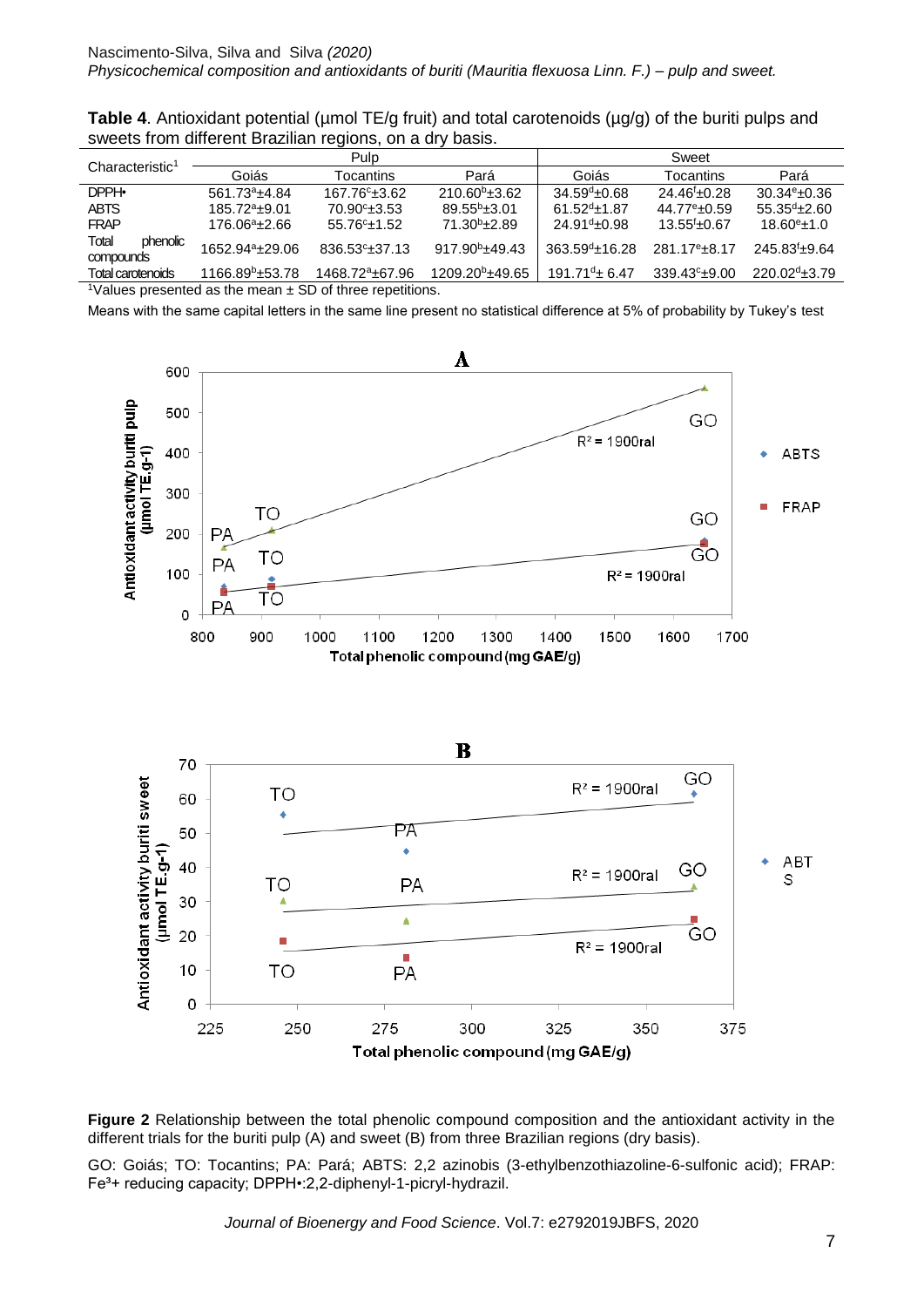**Table 4**. Antioxidant potential (µmol TE/g fruit) and total carotenoids (µg/g) of the buriti pulps and sweets from different Brazilian regions, on a dry basis.

| Characteristic[1] | Pulp | | | Sweet | | |
|---|---|---|---|---|---|---|
| | Goiás | Tocantins | Pará | Goiás | Tocantins | Pará |
| DPPH• | 561.73[a]±4.84 | 167.76[c]±3.62 | 210.60[b]±3.62 | 34.59[d]±0.68 | 24.46[f]±0.28 | 30.34[e]±0.36 |
| ABTS | 185.72[a]±9.01 | 70.90[c]±3.53 | 89.55[b]±3.01 | 61.52[d]±1.87 | 44.77[e]±0.59 | 55.35[d]±2.60 |
| FRAP | 176.06[a]±2.66 | 55.76[c]±1.52 | 71.30[b]±2.89 | 24.91[d]±0.98 | 13.55[f]±0.67 | 18.60[e]±1.0 |
| Total phenolic compounds | 1652.94[a]±29.06 | 836.53[c]±37.13 | 917.90[b]±49.43 | 363.59[d]±16.28 | 281.17[e]±8.17 | 245.83[f]±9.64 |
| Total carotenoids | 1166.89[b]±53.78 | 1468.72[a]±67.96 | 1209.20[b]±49.65 | 191.71[d]± 6.47 | 339.43[c]±9.00 | 220.02[d]±3.79 |

[1]Values presented as the mean ± SD of three repetitions.

Means with the same capital letters in the same line present no statistical difference at 5% of probability by Tukey's test

**Figure 2** Relationship between the total phenolic compound composition and the antioxidant activity in the different trials for the buriti pulp (A) and sweet (B) from three Brazilian regions (dry basis).

GO: Goiás; TO: Tocantins; PA: Pará; ABTS: 2,2 azinobis (3-ethylbenzothiazoline-6-sulfonic acid); FRAP: $Fe^{3+}$ reducing capacity; DPPH•:2,2-diphenyl-1-picryl-hydrazil.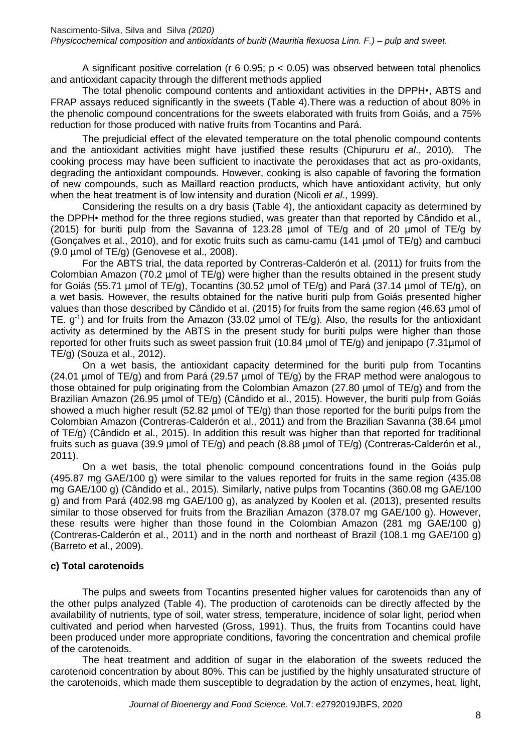A significant positive correlation (r 6 0.95; $p < 0.05$) was observed between total phenolics and antioxidant capacity through the different methods applied

The total phenolic compound contents and antioxidant activities in the DPPH•, ABTS and FRAP assays reduced significantly in the sweets (Table 4).There was a reduction of about 80% in the phenolic compound concentrations for the sweets elaborated with fruits from Goiás, and a 75% reduction for those produced with native fruits from Tocantins and Pará.

The prejudicial effect of the elevated temperature on the total phenolic compound contents and the antioxidant activities might have justified these results (Chipururu *et al*., 2010). The cooking process may have been sufficient to inactivate the peroxidases that act as pro-oxidants, degrading the antioxidant compounds. However, cooking is also capable of favoring the formation of new compounds, such as Maillard reaction products, which have antioxidant activity, but only when the heat treatment is of low intensity and duration (Nicoli *et al*., 1999).

Considering the results on a dry basis (Table 4), the antioxidant capacity as determined by the DPPH• method for the three regions studied, was greater than that reported by Cândido et al., (2015) for buriti pulp from the Savanna of 123.28 µmol of TE/g and of 20 µmol of TE/g by (Gonçalves et al., 2010), and for exotic fruits such as camu-camu (141 µmol of TE/g) and cambuci (9.0 µmol of TE/g) (Genovese et al., 2008).

For the ABTS trial, the data reported by Contreras-Calderón et al. (2011) for fruits from the Colombian Amazon (70.2 µmol of TE/g) were higher than the results obtained in the present study for Goiás (55.71 µmol of TE/g), Tocantins (30.52 µmol of TE/g) and Pará (37.14 µmol of TE/g), on a wet basis. However, the results obtained for the native buriti pulp from Goiás presented higher values than those described by Cândido et al. (2015) for fruits from the same region (46.63 µmol of TE. $g^{-1}$) and for fruits from the Amazon (33.02 µmol of TE/g). Also, the results for the antioxidant activity as determined by the ABTS in the present study for buriti pulps were higher than those reported for other fruits such as sweet passion fruit (10.84 µmol of TE/g) and jenipapo (7.31µmol of TE/g) (Souza et al., 2012).

On a wet basis, the antioxidant capacity determined for the buriti pulp from Tocantins (24.01 µmol of TE/g) and from Pará (29.57 µmol of TE/g) by the FRAP method were analogous to those obtained for pulp originating from the Colombian Amazon (27.80 µmol of TE/g) and from the Brazilian Amazon (26.95 µmol of TE/g) (Cândido et al., 2015). However, the buriti pulp from Goiás showed a much higher result (52.82 µmol of TE/g) than those reported for the buriti pulps from the Colombian Amazon (Contreras-Calderón et al., 2011) and from the Brazilian Savanna (38.64 µmol of TE/g) (Cândido et al., 2015). In addition this result was higher than that reported for traditional fruits such as guava (39.9 µmol of TE/g) and peach (8.88 µmol of TE/g) (Contreras-Calderón et al., 2011).

On a wet basis, the total phenolic compound concentrations found in the Goiás pulp (495.87 mg GAE/100 g) were similar to the values reported for fruits in the same region (435.08 mg GAE/100 g) (Cândido et al., 2015). Similarly, native pulps from Tocantins (360.08 mg GAE/100 g) and from Pará (402.98 mg GAE/100 g), as analyzed by Koolen et al. (2013), presented results similar to those observed for fruits from the Brazilian Amazon (378.07 mg GAE/100 g). However, these results were higher than those found in the Colombian Amazon (281 mg GAE/100 g) (Contreras-Calderón et al., 2011) and in the north and northeast of Brazil (108.1 mg GAE/100 g) (Barreto et al., 2009).

### c) Total carotenoids

The pulps and sweets from Tocantins presented higher values for carotenoids than any of the other pulps analyzed (Table 4). The production of carotenoids can be directly affected by the availability of nutrients, type of soil, water stress, temperature, incidence of solar light, period when cultivated and period when harvested (Gross, 1991). Thus, the fruits from Tocantins could have been produced under more appropriate conditions, favoring the concentration and chemical profile of the carotenoids.

The heat treatment and addition of sugar in the elaboration of the sweets reduced the carotenoid concentration by about 80%. This can be justified by the highly unsaturated structure of the carotenoids, which made them susceptible to degradation by the action of enzymes, heat, light,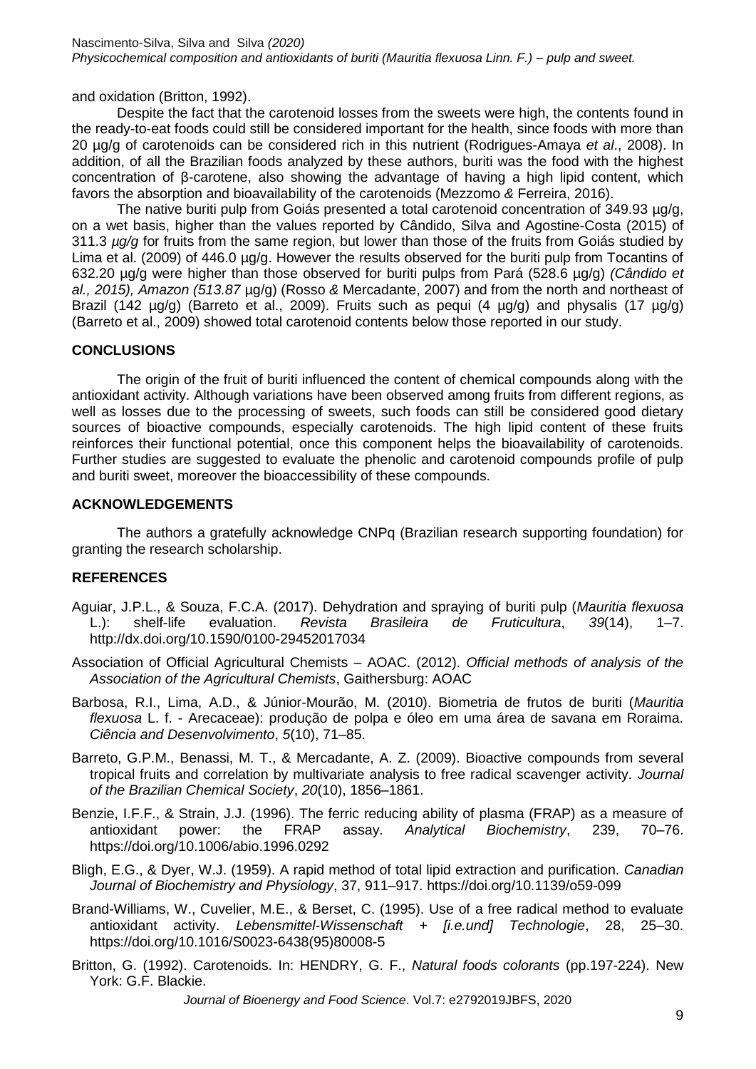and oxidation (Britton, 1992).

Despite the fact that the carotenoid losses from the sweets were high, the contents found in the ready-to-eat foods could still be considered important for the health, since foods with more than 20 µg/g of carotenoids can be considered rich in this nutrient (Rodrigues-Amaya *et al*., 2008). In addition, of all the Brazilian foods analyzed by these authors, buriti was the food with the highest concentration of β-carotene, also showing the advantage of having a high lipid content, which favors the absorption and bioavailability of the carotenoids (Mezzomo *&* Ferreira, 2016).

The native buriti pulp from Goiás presented a total carotenoid concentration of 349.93 µg/g, on a wet basis, higher than the values reported by Cândido, Silva and Agostine-Costa (2015) of 311.3 *µg/g* for fruits from the same region, but lower than those of the fruits from Goiás studied by Lima et al. (2009) of 446.0 µg/g. However the results observed for the buriti pulp from Tocantins of 632.20 µg/g were higher than those observed for buriti pulps from Pará (528.6 µg/g) *(Cândido et al., 2015), Amazon (513.87* µg/g) (Rosso *&* Mercadante, 2007) and from the north and northeast of Brazil (142 µg/g) (Barreto et al., 2009). Fruits such as pequi (4 µg/g) and physalis (17 µg/g) (Barreto et al., 2009) showed total carotenoid contents below those reported in our study.

## CONCLUSIONS

The origin of the fruit of buriti influenced the content of chemical compounds along with the antioxidant activity. Although variations have been observed among fruits from different regions, as well as losses due to the processing of sweets, such foods can still be considered good dietary sources of bioactive compounds, especially carotenoids. The high lipid content of these fruits reinforces their functional potential, once this component helps the bioavailability of carotenoids. Further studies are suggested to evaluate the phenolic and carotenoid compounds profile of pulp and buriti sweet, moreover the bioaccessibility of these compounds.

## ACKNOWLEDGEMENTS

The authors a gratefully acknowledge CNPq (Brazilian research supporting foundation) for granting the research scholarship.

## REFERENCES

Aguiar, J.P.L., & Souza, F.C.A. (2017). Dehydration and spraying of buriti pulp (*Mauritia flexuosa* L.): shelf-life evaluation. *Revista Brasileira de Fruticultura*, *39*(14), 1–7. http://dx.doi.org/10.1590/0100-29452017034

Association of Official Agricultural Chemists – AOAC. (2012). *Official methods of analysis of the Association of the Agricultural Chemists*, Gaithersburg: AOAC

Barbosa, R.I., Lima, A.D., & Júnior-Mourão, M. (2010). Biometria de frutos de buriti (*Mauritia flexuosa* L. f. - Arecaceae): produção de polpa e óleo em uma área de savana em Roraima. *Ciência and Desenvolvimento*, *5*(10), 71–85.

Barreto, G.P.M., Benassi, M. T., & Mercadante, A. Z. (2009). Bioactive compounds from several tropical fruits and correlation by multivariate analysis to free radical scavenger activity. *Journal of the Brazilian Chemical Society*, *20*(10), 1856–1861.

Benzie, I.F.F., & Strain, J.J. (1996). The ferric reducing ability of plasma (FRAP) as a measure of antioxidant power: the FRAP assay. *Analytical Biochemistry*, 239, 70–76. https://doi.org/10.1006/abio.1996.0292

Bligh, E.G., & Dyer, W.J. (1959). A rapid method of total lipid extraction and purification. *Canadian Journal of Biochemistry and Physiology*, 37, 911–917. https://doi.org/10.1139/o59-099

Brand-Williams, W., Cuvelier, M.E., & Berset, C. (1995). Use of a free radical method to evaluate antioxidant activity. *Lebensmittel-Wissenschaft + [i.e.und] Technologie*, 28, 25–30. https://doi.org/10.1016/S0023-6438(95)80008-5

Britton, G. (1992). Carotenoids. In: HENDRY, G. F., *Natural foods colorants* (pp.197-224). New York: G.F. Blackie.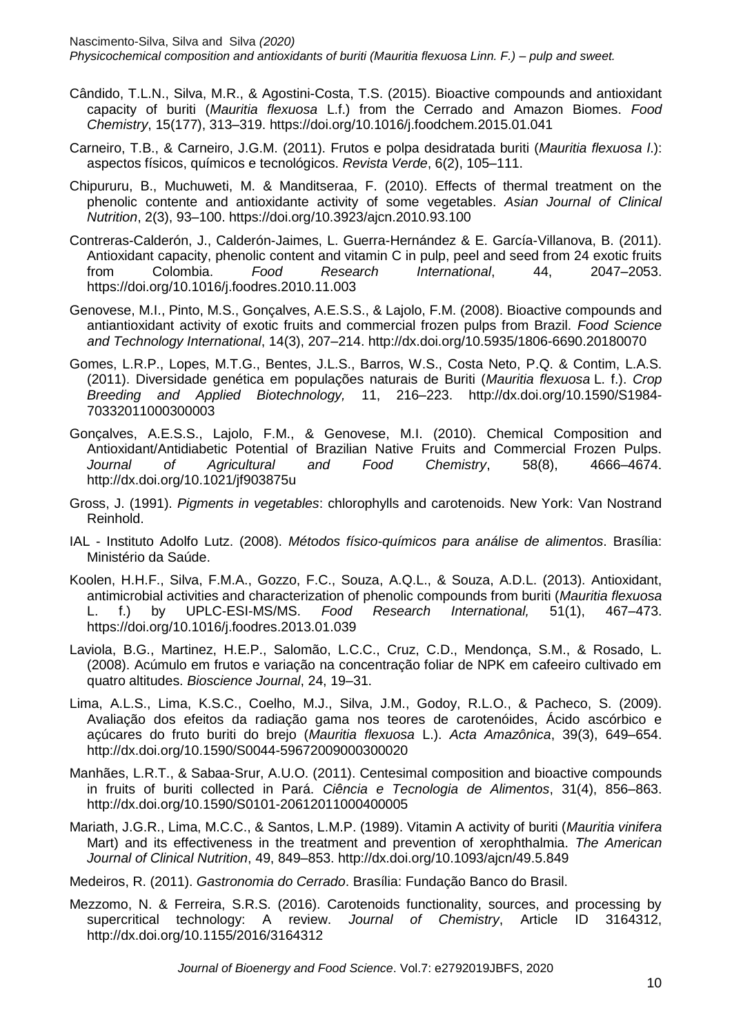Cândido, T.L.N., Silva, M.R., & Agostini-Costa, T.S. (2015). Bioactive compounds and antioxidant capacity of buriti (*Mauritia flexuosa* L.f.) from the Cerrado and Amazon Biomes. *Food Chemistry*, 15(177), 313–319. https://doi.org/10.1016/j.foodchem.2015.01.041

Carneiro, T.B., & Carneiro, J.G.M. (2011). Frutos e polpa desidratada buriti (*Mauritia flexuosa l.*): aspectos físicos, químicos e tecnológicos. *Revista Verde*, 6(2), 105–111.

Chipururu, B., Muchuweti, M. & Manditseraa, F. (2010). Effects of thermal treatment on the phenolic contente and antioxidante activity of some vegetables. *Asian Journal of Clinical Nutrition*, 2(3), 93–100. https://doi.org/10.3923/ajcn.2010.93.100

Contreras-Calderón, J., Calderón-Jaimes, L. Guerra-Hernández & E. García-Villanova, B. (2011). Antioxidant capacity, phenolic content and vitamin C in pulp, peel and seed from 24 exotic fruits from Colombia. *Food Research International*, 44, 2047–2053. https://doi.org/10.1016/j.foodres.2010.11.003

Genovese, M.I., Pinto, M.S., Gonçalves, A.E.S.S., & Lajolo, F.M. (2008). Bioactive compounds and antiantioxidant activity of exotic fruits and commercial frozen pulps from Brazil. *Food Science and Technology International*, 14(3), 207–214. http://dx.doi.org/10.5935/1806-6690.20180070

Gomes, L.R.P., Lopes, M.T.G., Bentes, J.L.S., Barros, W.S., Costa Neto, P.Q. & Contim, L.A.S. (2011). Diversidade genética em populações naturais de Buriti (*Mauritia flexuosa* L. f.). *Crop Breeding and Applied Biotechnology,* 11, 216–223. http://dx.doi.org/10.1590/S1984-70332011000300003

Gonçalves, A.E.S.S., Lajolo, F.M., & Genovese, M.I. (2010). Chemical Composition and Antioxidant/Antidiabetic Potential of Brazilian Native Fruits and Commercial Frozen Pulps. *Journal of Agricultural and Food Chemistry*, 58(8), 4666–4674. http://dx.doi.org/10.1021/jf903875u

Gross, J. (1991). *Pigments in vegetables*: chlorophylls and carotenoids. New York: Van Nostrand Reinhold.

IAL - Instituto Adolfo Lutz. (2008). *Métodos físico-químicos para análise de alimentos*. Brasília: Ministério da Saúde.

Koolen, H.H.F., Silva, F.M.A., Gozzo, F.C., Souza, A.Q.L., & Souza, A.D.L. (2013). Antioxidant, antimicrobial activities and characterization of phenolic compounds from buriti (*Mauritia flexuosa* L. f.) by UPLC-ESI-MS/MS. *Food Research International,* 51(1), 467–473. https://doi.org/10.1016/j.foodres.2013.01.039

Laviola, B.G., Martinez, H.E.P., Salomão, L.C.C., Cruz, C.D., Mendonça, S.M., & Rosado, L. (2008). Acúmulo em frutos e variação na concentração foliar de NPK em cafeeiro cultivado em quatro altitudes. *Bioscience Journal*, 24, 19–31.

Lima, A.L.S., Lima, K.S.C., Coelho, M.J., Silva, J.M., Godoy, R.L.O., & Pacheco, S. (2009). Avaliação dos efeitos da radiação gama nos teores de carotenóides, Ácido ascórbico e açúcares do fruto buriti do brejo (*Mauritia flexuosa* L.). *Acta Amazônica*, 39(3), 649–654. http://dx.doi.org/10.1590/S0044-59672009000300020

Manhães, L.R.T., & Sabaa-Srur, A.U.O. (2011). Centesimal composition and bioactive compounds in fruits of buriti collected in Pará. *Ciência e Tecnologia de Alimentos*, 31(4), 856–863. http://dx.doi.org/10.1590/S0101-20612011000400005

Mariath, J.G.R., Lima, M.C.C., & Santos, L.M.P. (1989). Vitamin A activity of buriti (*Mauritia vinifera* Mart) and its effectiveness in the treatment and prevention of xerophthalmia. *The American Journal of Clinical Nutrition*, 49, 849–853. http://dx.doi.org/10.1093/ajcn/49.5.849

Medeiros, R. (2011). *Gastronomia do Cerrado*. Brasília: Fundação Banco do Brasil.

Mezzomo, N. & Ferreira, S.R.S. (2016). Carotenoids functionality, sources, and processing by supercritical technology: A review. *Journal of Chemistry*, Article ID 3164312, http://dx.doi.org/10.1155/2016/3164312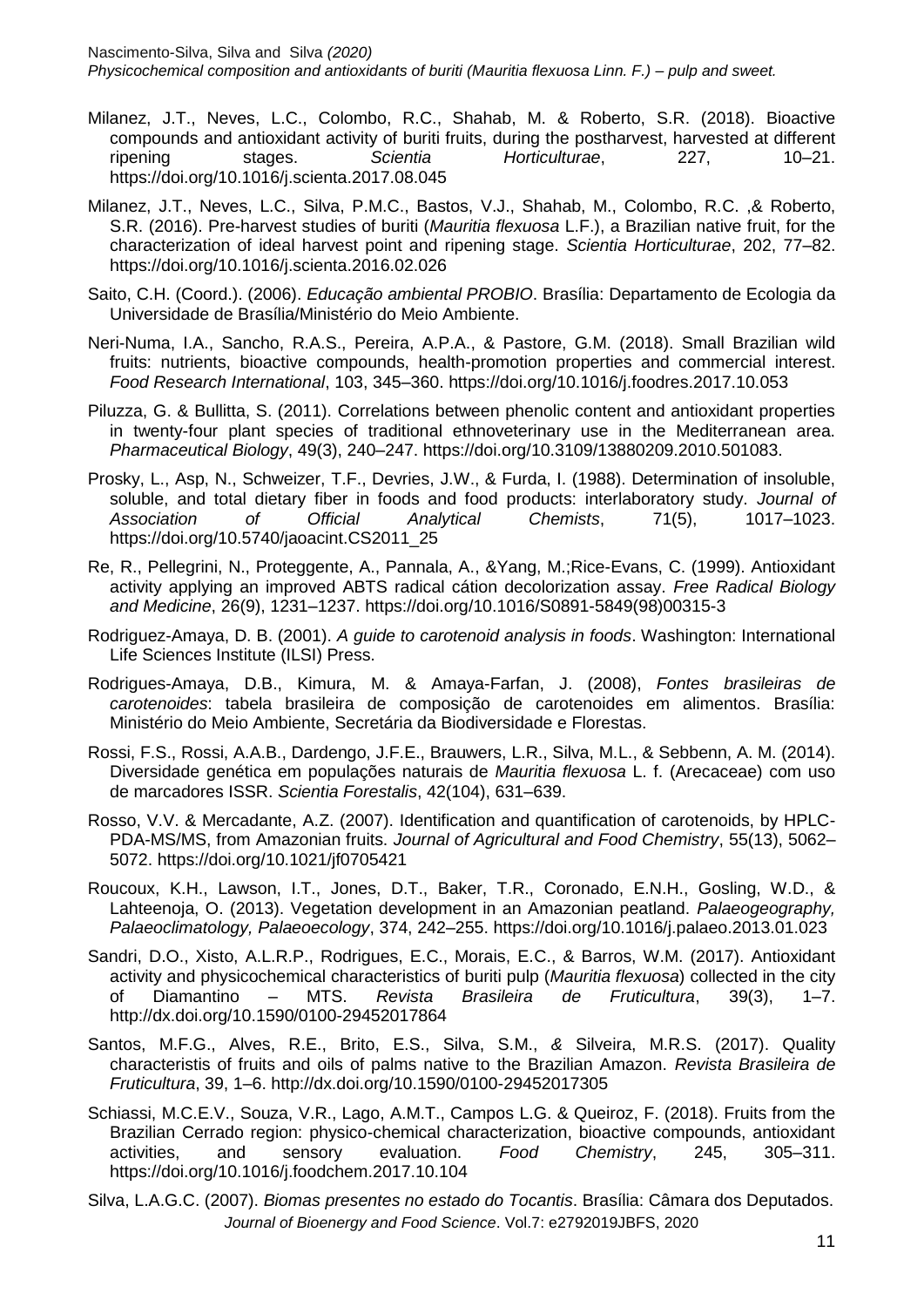Milanez, J.T., Neves, L.C., Colombo, R.C., Shahab, M. & Roberto, S.R. (2018). Bioactive compounds and antioxidant activity of buriti fruits, during the postharvest, harvested at different ripening stages. *Scientia Horticulturae*, 227, 10–21. https://doi.org/10.1016/j.scienta.2017.08.045

Milanez, J.T., Neves, L.C., Silva, P.M.C., Bastos, V.J., Shahab, M., Colombo, R.C. ,& Roberto, S.R. (2016). Pre-harvest studies of buriti (*Mauritia flexuosa* L.F.), a Brazilian native fruit, for the characterization of ideal harvest point and ripening stage. *Scientia Horticulturae*, 202, 77–82. https://doi.org/10.1016/j.scienta.2016.02.026

Saito, C.H. (Coord.). (2006). *Educação ambiental PROBIO*. Brasília: Departamento de Ecologia da Universidade de Brasília/Ministério do Meio Ambiente.

Neri-Numa, I.A., Sancho, R.A.S., Pereira, A.P.A., & Pastore, G.M. (2018). Small Brazilian wild fruits: nutrients, bioactive compounds, health-promotion properties and commercial interest. *Food Research International*, 103, 345–360. https://doi.org/10.1016/j.foodres.2017.10.053

Piluzza, G. & Bullitta, S. (2011). Correlations between phenolic content and antioxidant properties in twenty-four plant species of traditional ethnoveterinary use in the Mediterranean area. *Pharmaceutical Biology*, 49(3), 240–247. https://doi.org/10.3109/13880209.2010.501083.

Prosky, L., Asp, N., Schweizer, T.F., Devries, J.W., & Furda, I. (1988). Determination of insoluble, soluble, and total dietary fiber in foods and food products: interlaboratory study. *Journal of Association of Official Analytical Chemists*, 71(5), 1017–1023. https://doi.org/10.5740/jaoacint.CS2011_25

Re, R., Pellegrini, N., Proteggente, A., Pannala, A., &Yang, M.;Rice-Evans, C. (1999). Antioxidant activity applying an improved ABTS radical cátion decolorization assay. *Free Radical Biology and Medicine*, 26(9), 1231–1237. https://doi.org/10.1016/S0891-5849(98)00315-3

Rodriguez-Amaya, D. B. (2001). *A guide to carotenoid analysis in foods*. Washington: International Life Sciences Institute (ILSI) Press.

Rodrigues-Amaya, D.B., Kimura, M. & Amaya-Farfan, J. (2008), *Fontes brasileiras de carotenoides*: tabela brasileira de composição de carotenoides em alimentos. Brasília: Ministério do Meio Ambiente, Secretária da Biodiversidade e Florestas.

Rossi, F.S., Rossi, A.A.B., Dardengo, J.F.E., Brauwers, L.R., Silva, M.L., & Sebbenn, A. M. (2014). Diversidade genética em populações naturais de *Mauritia flexuosa* L. f. (Arecaceae) com uso de marcadores ISSR. *Scientia Forestalis*, 42(104), 631–639.

Rosso, V.V. & Mercadante, A.Z. (2007). Identification and quantification of carotenoids, by HPLC-PDA-MS/MS, from Amazonian fruits. *Journal of Agricultural and Food Chemistry*, 55(13), 5062–5072. https://doi.org/10.1021/jf0705421

Roucoux, K.H., Lawson, I.T., Jones, D.T., Baker, T.R., Coronado, E.N.H., Gosling, W.D., & Lahteenoja, O. (2013). Vegetation development in an Amazonian peatland. *Palaeogeography, Palaeoclimatology, Palaeoecology*, 374, 242–255. https://doi.org/10.1016/j.palaeo.2013.01.023

Sandri, D.O., Xisto, A.L.R.P., Rodrigues, E.C., Morais, E.C., & Barros, W.M. (2017). Antioxidant activity and physicochemical characteristics of buriti pulp (*Mauritia flexuosa*) collected in the city of Diamantino – MTS. *Revista Brasileira de Fruticultura*, 39(3), 1–7. http://dx.doi.org/10.1590/0100-29452017864

Santos, M.F.G., Alves, R.E., Brito, E.S., Silva, S.M., *&* Silveira, M.R.S. (2017). Quality characteristis of fruits and oils of palms native to the Brazilian Amazon. *Revista Brasileira de Fruticultura*, 39, 1–6. http://dx.doi.org/10.1590/0100-29452017305

Schiassi, M.C.E.V., Souza, V.R., Lago, A.M.T., Campos L.G. & Queiroz, F. (2018). Fruits from the Brazilian Cerrado region: physico-chemical characterization, bioactive compounds, antioxidant activities, and sensory evaluation. *Food Chemistry*, 245, 305–311. https://doi.org/10.1016/j.foodchem.2017.10.104

Silva, L.A.G.C. (2007). *Biomas presentes no estado do Tocantis*. Brasília: Câmara dos Deputados.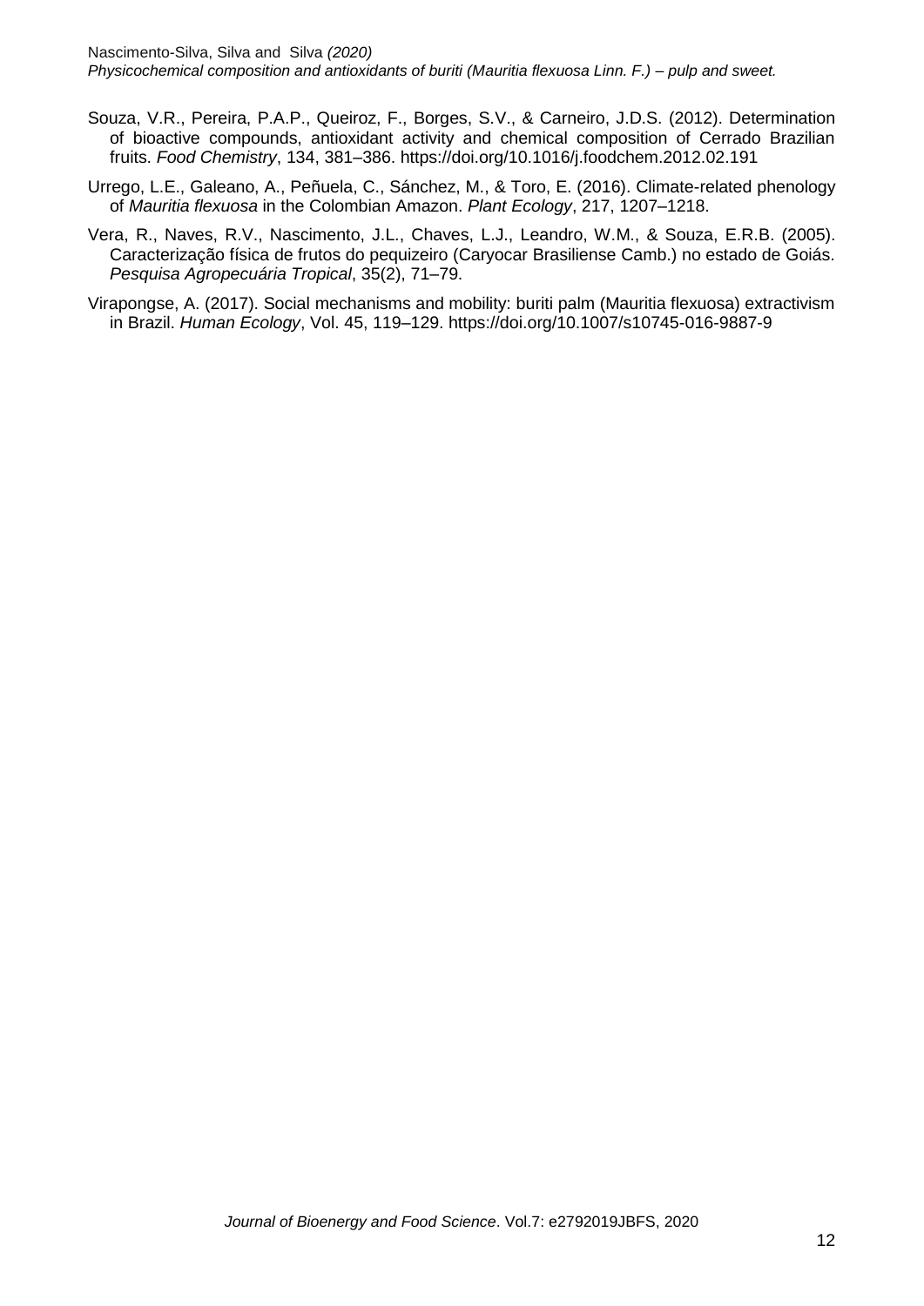Souza, V.R., Pereira, P.A.P., Queiroz, F., Borges, S.V., & Carneiro, J.D.S. (2012). Determination of bioactive compounds, antioxidant activity and chemical composition of Cerrado Brazilian fruits. *Food Chemistry*, 134, 381–386. https://doi.org/10.1016/j.foodchem.2012.02.191

Urrego, L.E., Galeano, A., Peñuela, C., Sánchez, M., & Toro, E. (2016). Climate-related phenology of *Mauritia flexuosa* in the Colombian Amazon. *Plant Ecology*, 217, 1207–1218.

Vera, R., Naves, R.V., Nascimento, J.L., Chaves, L.J., Leandro, W.M., & Souza, E.R.B. (2005). Caracterização física de frutos do pequizeiro (Caryocar Brasiliense Camb.) no estado de Goiás. *Pesquisa Agropecuária Tropical*, 35(2), 71–79.

Virapongse, A. (2017). Social mechanisms and mobility: buriti palm (Mauritia flexuosa) extractivism in Brazil. *Human Ecology*, Vol. 45, 119–129. https://doi.org/10.1007/s10745-016-9887-9